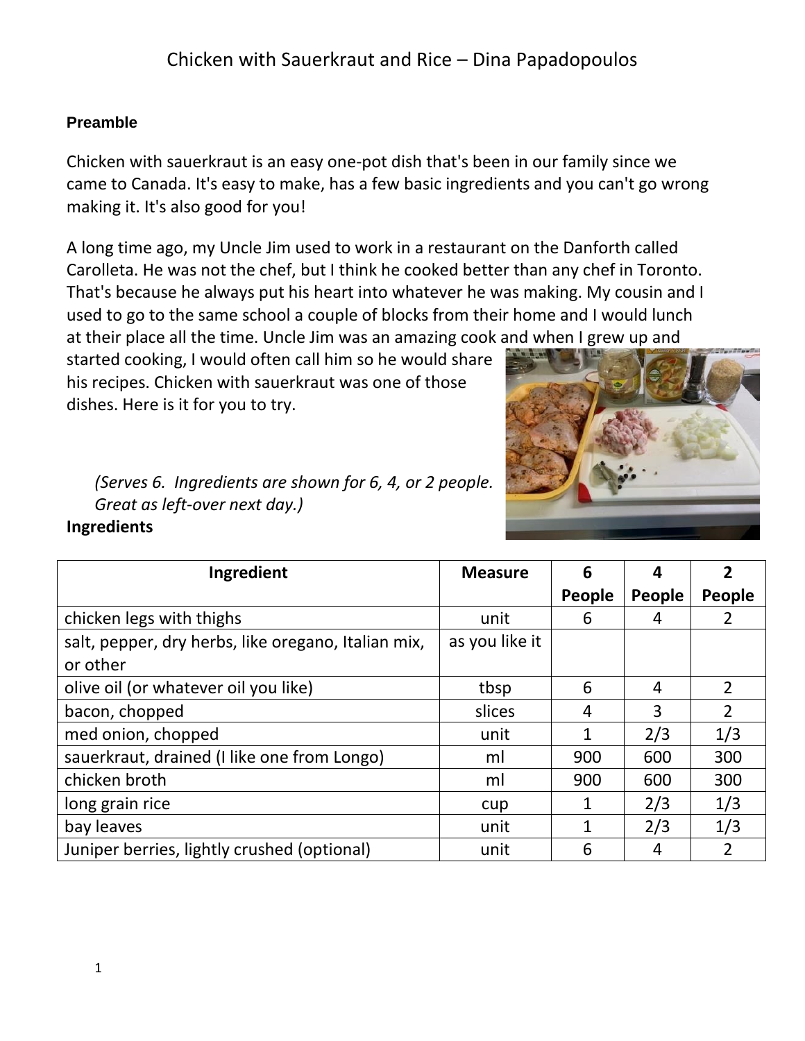# Chicken with Sauerkraut and Rice – Dina Papadopoulos

**Preamble**

Chicken with sauerkraut is an easy one-pot dish that's been in our family since we came to Canada. It's easy to make, has a few basic ingredients and you can't go wrong making it. It's also good for you!

A long time ago, my Uncle Jim used to work in a restaurant on the Danforth called Carolleta. He was not the chef, but I think he cooked better than any chef in Toronto. That's because he always put his heart into whatever he was making. My cousin and I used to go to the same school a couple of blocks from their home and I would lunch at their place all the time. Uncle Jim was an amazing cook and when I grew up and started cooking, I would often call him so he would share his recipes. Chicken with sauerkraut was one of those dishes. Here is it for you to try.

*(Serves 6. Ingredients are shown for 6, 4, or 2 people. Great as left-over next day.)*

**Ingredients**

| Ingredient | Measure | 6 People | 4 People | 2 People |
|---|---|---|---|---|
| chicken legs with thighs | unit | 6 | 4 | 2 |
| salt, pepper, dry herbs, like oregano, Italian mix, or other | as you like it | | | |
| olive oil (or whatever oil you like) | tbsp | 6 | 4 | 2 |
| bacon, chopped | slices | 4 | 3 | 2 |
| med onion, chopped | unit | 1 | 2/3 | 1/3 |
| sauerkraut, drained (I like one from Longo) | ml | 900 | 600 | 300 |
| chicken broth | ml | 900 | 600 | 300 |
| long grain rice | cup | 1 | 2/3 | 1/3 |
| bay leaves | unit | 1 | 2/3 | 1/3 |
| Juniper berries, lightly crushed (optional) | unit | 6 | 4 | 2 |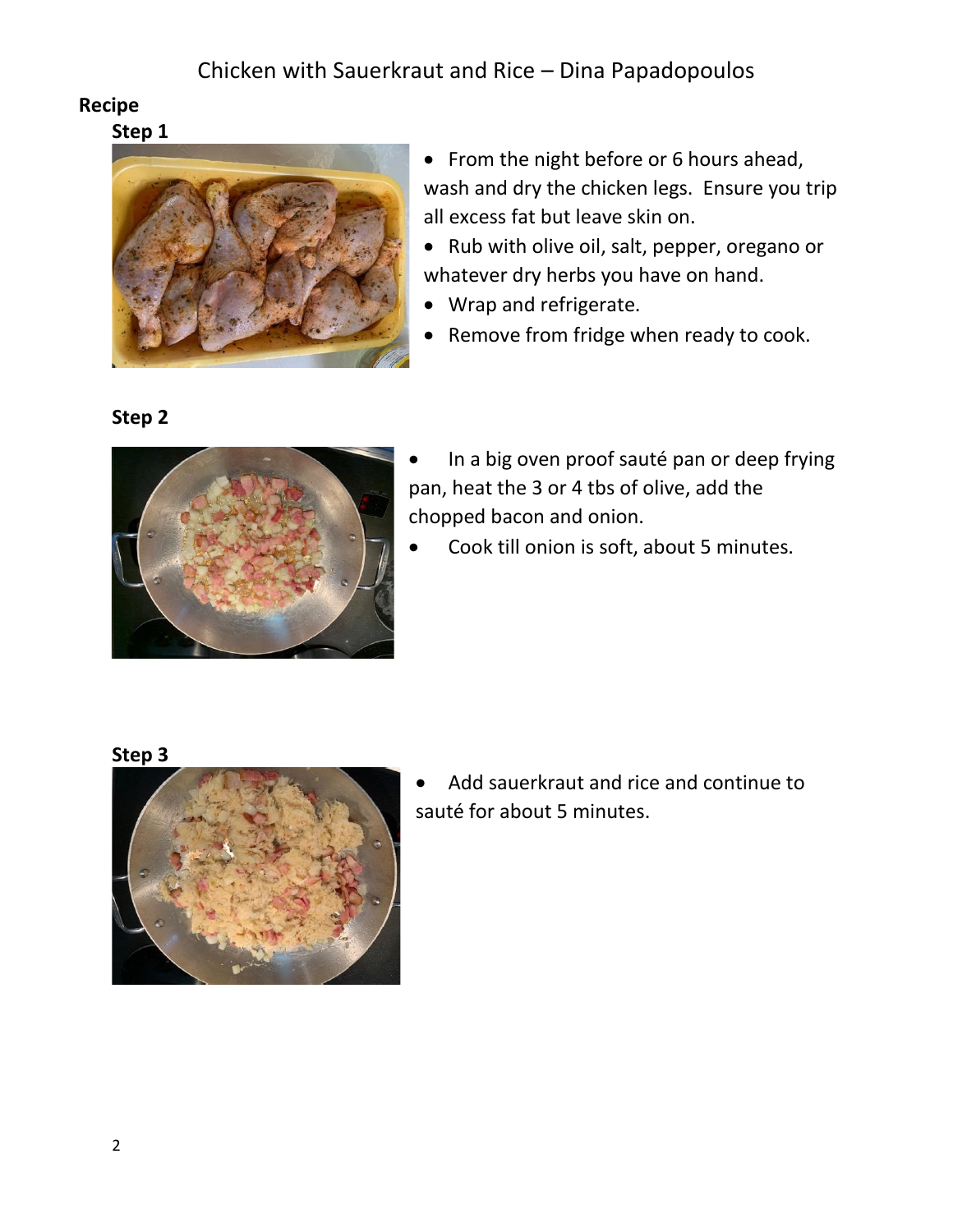# Chicken with Sauerkraut and Rice – Dina Papadopoulos

**Recipe**

**Step 1**

- From the night before or 6 hours ahead, wash and dry the chicken legs. Ensure you trip all excess fat but leave skin on.
- Rub with olive oil, salt, pepper, oregano or whatever dry herbs you have on hand.
- Wrap and refrigerate.
- Remove from fridge when ready to cook.

**Step 2**

- In a big oven proof sauté pan or deep frying pan, heat the 3 or 4 tbs of olive, add the chopped bacon and onion.
- Cook till onion is soft, about 5 minutes.

**Step 3**

- Add sauerkraut and rice and continue to sauté for about 5 minutes.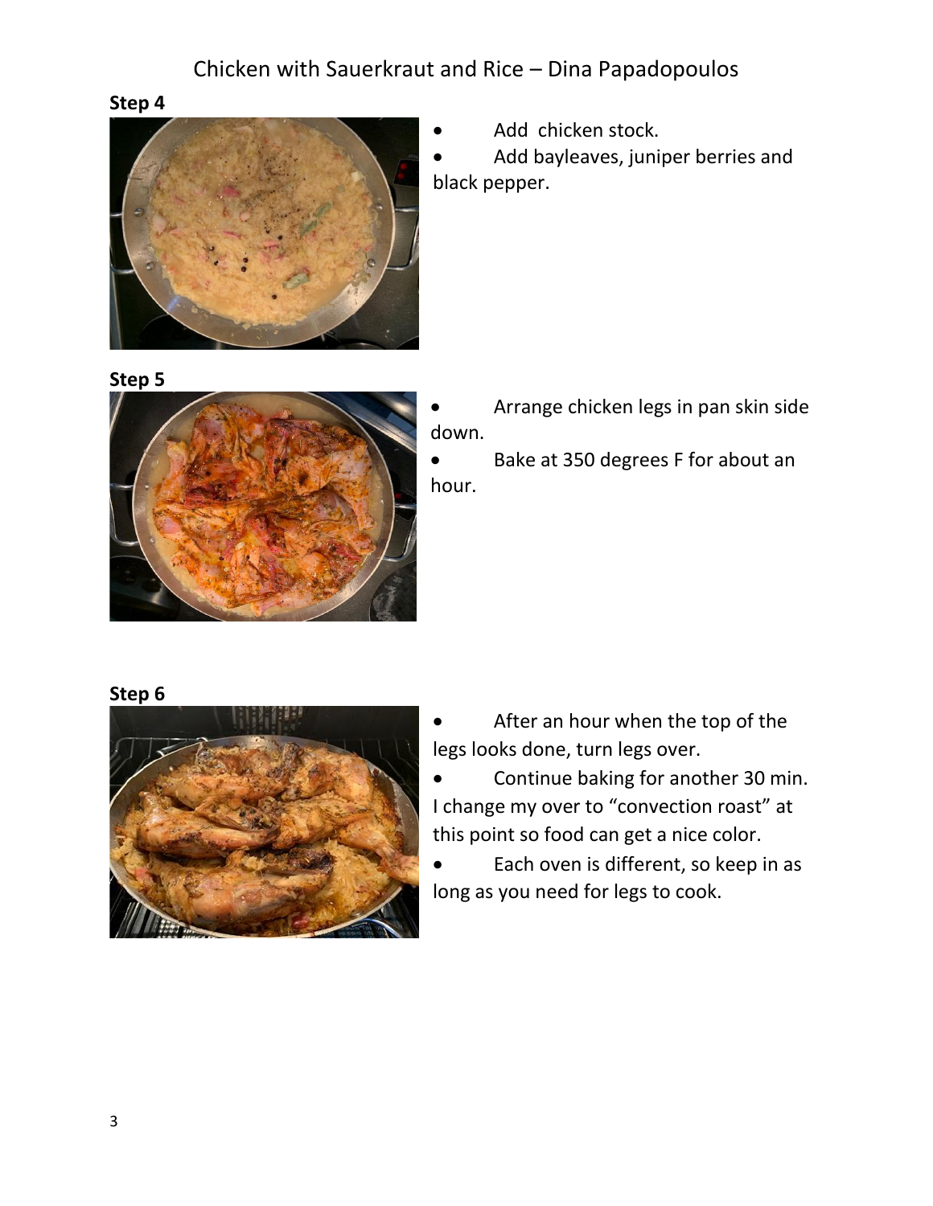Chicken with Sauerkraut and Rice – Dina Papadopoulos

**Step 4**

- Add  chicken stock.
- Add bayleaves, juniper berries and black pepper.

**Step 5**

- Arrange chicken legs in pan skin side down.
- Bake at 350 degrees F for about an hour.

**Step 6**

- After an hour when the top of the legs looks done, turn legs over.
- Continue baking for another 30 min. I change my over to “convection roast” at this point so food can get a nice color.
- Each oven is different, so keep in as long as you need for legs to cook.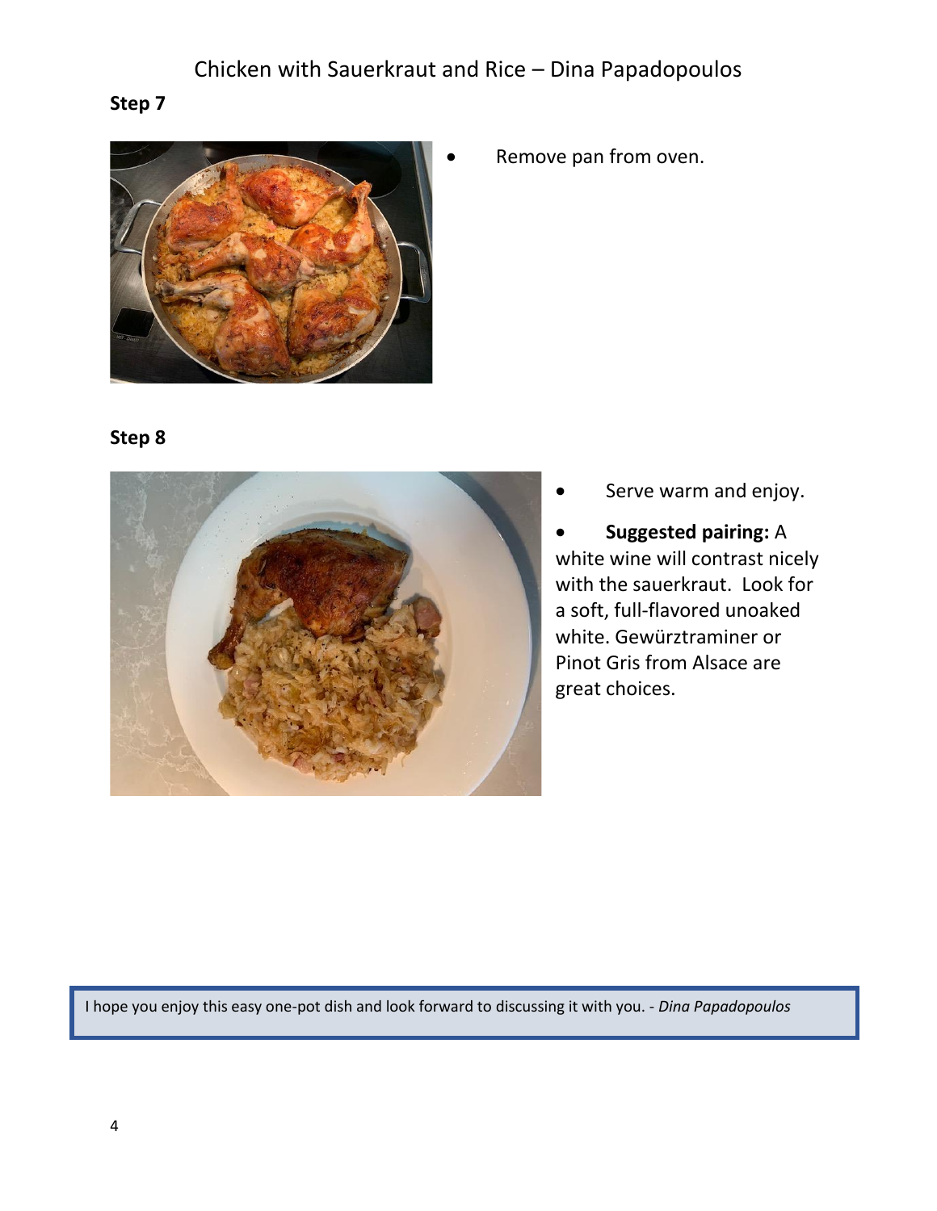**Step 7**

- Remove pan from oven.

**Step 8**

- Serve warm and enjoy.
- **Suggested pairing:** A white wine will contrast nicely with the sauerkraut. Look for a soft, full-flavored unoaked white. Gewürztraminer or Pinot Gris from Alsace are great choices.

I hope you enjoy this easy one-pot dish and look forward to discussing it with you. - *Dina Papadopoulos*